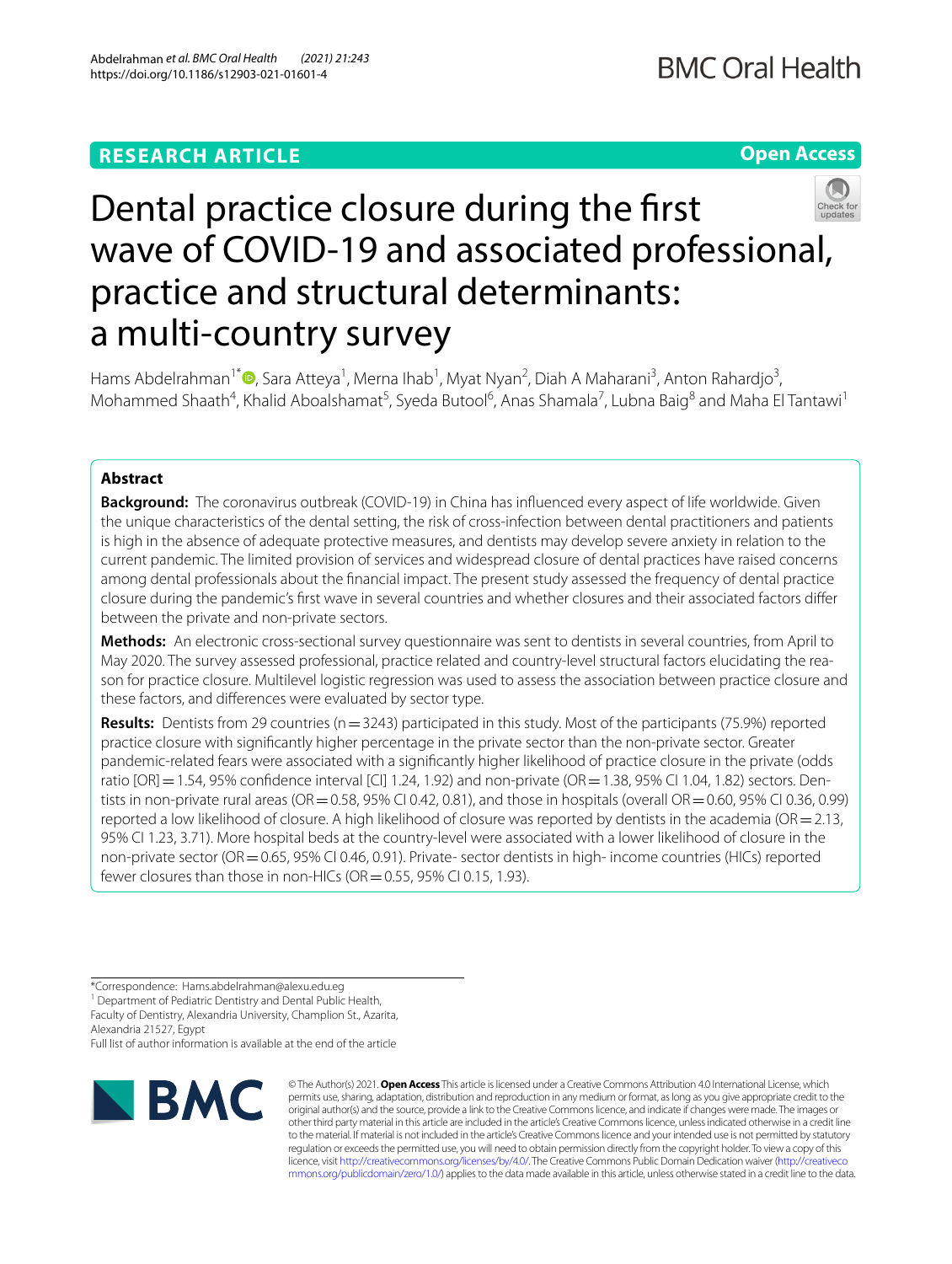RESEARCH ARTICLE

Open Access

# Dental practice closure during the first wave of COVID-19 and associated professional, practice and structural determinants: a multi-country survey

Hams Abdelrahman[1*], Sara Atteya[1], Merna Ihab[1], Myat Nyan[2], Diah A Maharani[3], Anton Rahardjo[3], Mohammed Shaath[4], Khalid Aboalshamat[5], Syeda Butool[6], Anas Shamala[7], Lubna Baig[8] and Maha El Tantawi[1]

## Abstract

**Background:** The coronavirus outbreak (COVID-19) in China has influenced every aspect of life worldwide. Given the unique characteristics of the dental setting, the risk of cross-infection between dental practitioners and patients is high in the absence of adequate protective measures, and dentists may develop severe anxiety in relation to the current pandemic. The limited provision of services and widespread closure of dental practices have raised concerns among dental professionals about the financial impact. The present study assessed the frequency of dental practice closure during the pandemic's first wave in several countries and whether closures and their associated factors differ between the private and non-private sectors.

**Methods:** An electronic cross-sectional survey questionnaire was sent to dentists in several countries, from April to May 2020. The survey assessed professional, practice related and country-level structural factors elucidating the reason for practice closure. Multilevel logistic regression was used to assess the association between practice closure and these factors, and differences were evaluated by sector type.

**Results:** Dentists from 29 countries (n = 3243) participated in this study. Most of the participants (75.9%) reported practice closure with significantly higher percentage in the private sector than the non-private sector. Greater pandemic-related fears were associated with a significantly higher likelihood of practice closure in the private (odds ratio [OR] = 1.54, 95% confidence interval [CI] 1.24, 1.92) and non-private (OR = 1.38, 95% CI 1.04, 1.82) sectors. Dentists in non-private rural areas (OR = 0.58, 95% CI 0.42, 0.81), and those in hospitals (overall OR = 0.60, 95% CI 0.36, 0.99) reported a low likelihood of closure. A high likelihood of closure was reported by dentists in the academia (OR = 2.13, 95% CI 1.23, 3.71). More hospital beds at the country-level were associated with a lower likelihood of closure in the non-private sector (OR = 0.65, 95% CI 0.46, 0.91). Private- sector dentists in high- income countries (HICs) reported fewer closures than those in non-HICs (OR = 0.55, 95% CI 0.15, 1.93).

*Correspondence: Hams.abdelrahman@alexu.edu.eg
[1] Department of Pediatric Dentistry and Dental Public Health, Faculty of Dentistry, Alexandria University, Champlion St., Azarita, Alexandria 21527, Egypt
Full list of author information is available at the end of the article

© The Author(s) 2021. **Open Access** This article is licensed under a Creative Commons Attribution 4.0 International License, which permits use, sharing, adaptation, distribution and reproduction in any medium or format, as long as you give appropriate credit to the original author(s) and the source, provide a link to the Creative Commons licence, and indicate if changes were made. The images or other third party material in this article are included in the article's Creative Commons licence, unless indicated otherwise in a credit line to the material. If material is not included in the article's Creative Commons licence and your intended use is not permitted by statutory regulation or exceeds the permitted use, you will need to obtain permission directly from the copyright holder. To view a copy of this licence, visit http://creativecommons.org/licenses/by/4.0/. The Creative Commons Public Domain Dedication waiver (http://creativecommons.org/publicdomain/zero/1.0/) applies to the data made available in this article, unless otherwise stated in a credit line to the data.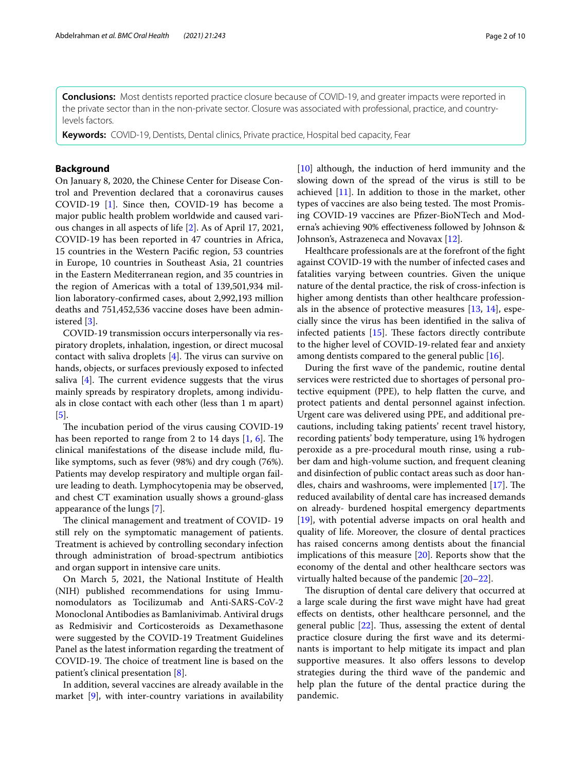**Conclusions:** Most dentists reported practice closure because of COVID-19, and greater impacts were reported in the private sector than in the non-private sector. Closure was associated with professional, practice, and country-levels factors.

**Keywords:** COVID-19, Dentists, Dental clinics, Private practice, Hospital bed capacity, Fear

## Background

On January 8, 2020, the Chinese Center for Disease Control and Prevention declared that a coronavirus causes COVID-19 [1]. Since then, COVID-19 has become a major public health problem worldwide and caused various changes in all aspects of life [2]. As of April 17, 2021, COVID-19 has been reported in 47 countries in Africa, 15 countries in the Western Pacific region, 53 countries in Europe, 10 countries in Southeast Asia, 21 countries in the Eastern Mediterranean region, and 35 countries in the region of Americas with a total of 139,501,934 million laboratory-confirmed cases, about 2,992,193 million deaths and 751,452,536 vaccine doses have been administered [3].

COVID-19 transmission occurs interpersonally via respiratory droplets, inhalation, ingestion, or direct mucosal contact with saliva droplets [4]. The virus can survive on hands, objects, or surfaces previously exposed to infected saliva [4]. The current evidence suggests that the virus mainly spreads by respiratory droplets, among individuals in close contact with each other (less than 1 m apart) [5].

The incubation period of the virus causing COVID-19 has been reported to range from 2 to 14 days [1, 6]. The clinical manifestations of the disease include mild, flu-like symptoms, such as fever (98%) and dry cough (76%). Patients may develop respiratory and multiple organ failure leading to death. Lymphocytopenia may be observed, and chest CT examination usually shows a ground-glass appearance of the lungs [7].

The clinical management and treatment of COVID- 19 still rely on the symptomatic management of patients. Treatment is achieved by controlling secondary infection through administration of broad-spectrum antibiotics and organ support in intensive care units.

On March 5, 2021, the National Institute of Health (NIH) published recommendations for using Immunomodulators as Tocilizumab and Anti-SARS-CoV-2 Monoclonal Antibodies as Bamlanivimab. Antiviral drugs as Redmisivir and Corticosteroids as Dexamethasone were suggested by the COVID-19 Treatment Guidelines Panel as the latest information regarding the treatment of COVID-19. The choice of treatment line is based on the patient's clinical presentation [8].

In addition, several vaccines are already available in the market [9], with inter-country variations in availability [10] although, the induction of herd immunity and the slowing down of the spread of the virus is still to be achieved [11]. In addition to those in the market, other types of vaccines are also being tested. The most Promising COVID-19 vaccines are Pfizer-BioNTech and Moderna's achieving 90% effectiveness followed by Johnson & Johnson's, Astrazeneca and Novavax [12].

Healthcare professionals are at the forefront of the fight against COVID-19 with the number of infected cases and fatalities varying between countries. Given the unique nature of the dental practice, the risk of cross-infection is higher among dentists than other healthcare professionals in the absence of protective measures [13, 14], especially since the virus has been identified in the saliva of infected patients [15]. These factors directly contribute to the higher level of COVID-19-related fear and anxiety among dentists compared to the general public [16].

During the first wave of the pandemic, routine dental services were restricted due to shortages of personal protective equipment (PPE), to help flatten the curve, and protect patients and dental personnel against infection. Urgent care was delivered using PPE, and additional precautions, including taking patients' recent travel history, recording patients' body temperature, using 1% hydrogen peroxide as a pre-procedural mouth rinse, using a rubber dam and high-volume suction, and frequent cleaning and disinfection of public contact areas such as door handles, chairs and washrooms, were implemented [17]. The reduced availability of dental care has increased demands on already- burdened hospital emergency departments [19], with potential adverse impacts on oral health and quality of life. Moreover, the closure of dental practices has raised concerns among dentists about the financial implications of this measure [20]. Reports show that the economy of the dental and other healthcare sectors was virtually halted because of the pandemic [20–22].

The disruption of dental care delivery that occurred at a large scale during the first wave might have had great effects on dentists, other healthcare personnel, and the general public [22]. Thus, assessing the extent of dental practice closure during the first wave and its determinants is important to help mitigate its impact and plan supportive measures. It also offers lessons to develop strategies during the third wave of the pandemic and help plan the future of the dental practice during the pandemic.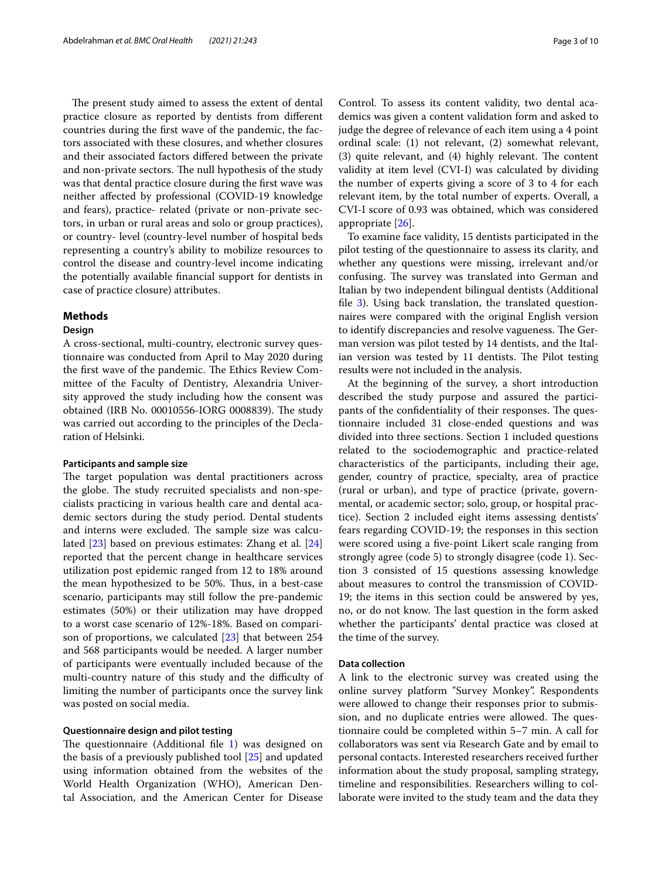The present study aimed to assess the extent of dental practice closure as reported by dentists from different countries during the first wave of the pandemic, the factors associated with these closures, and whether closures and their associated factors differed between the private and non-private sectors. The null hypothesis of the study was that dental practice closure during the first wave was neither affected by professional (COVID-19 knowledge and fears), practice- related (private or non-private sectors, in urban or rural areas and solo or group practices), or country- level (country-level number of hospital beds representing a country's ability to mobilize resources to control the disease and country-level income indicating the potentially available financial support for dentists in case of practice closure) attributes.

## Methods

### Design

A cross-sectional, multi-country, electronic survey questionnaire was conducted from April to May 2020 during the first wave of the pandemic. The Ethics Review Committee of the Faculty of Dentistry, Alexandria University approved the study including how the consent was obtained (IRB No. 00010556-IORG 0008839). The study was carried out according to the principles of the Declaration of Helsinki.

#### Participants and sample size

The target population was dental practitioners across the globe. The study recruited specialists and non-specialists practicing in various health care and dental academic sectors during the study period. Dental students and interns were excluded. The sample size was calculated [23] based on previous estimates: Zhang et al. [24] reported that the percent change in healthcare services utilization post epidemic ranged from 12 to 18% around the mean hypothesized to be 50%. Thus, in a best-case scenario, participants may still follow the pre-pandemic estimates (50%) or their utilization may have dropped to a worst case scenario of 12%-18%. Based on comparison of proportions, we calculated [23] that between 254 and 568 participants would be needed. A larger number of participants were eventually included because of the multi-country nature of this study and the difficulty of limiting the number of participants once the survey link was posted on social media.

#### Questionnaire design and pilot testing

The questionnaire (Additional file 1) was designed on the basis of a previously published tool [25] and updated using information obtained from the websites of the World Health Organization (WHO), American Dental Association, and the American Center for Disease Control. To assess its content validity, two dental academics was given a content validation form and asked to judge the degree of relevance of each item using a 4 point ordinal scale: (1) not relevant, (2) somewhat relevant, (3) quite relevant, and (4) highly relevant. The content validity at item level (CVI-I) was calculated by dividing the number of experts giving a score of 3 to 4 for each relevant item, by the total number of experts. Overall, a CVI-I score of 0.93 was obtained, which was considered appropriate [26].

To examine face validity, 15 dentists participated in the pilot testing of the questionnaire to assess its clarity, and whether any questions were missing, irrelevant and/or confusing. The survey was translated into German and Italian by two independent bilingual dentists (Additional file 3). Using back translation, the translated questionnaires were compared with the original English version to identify discrepancies and resolve vagueness. The German version was pilot tested by 14 dentists, and the Italian version was tested by 11 dentists. The Pilot testing results were not included in the analysis.

At the beginning of the survey, a short introduction described the study purpose and assured the participants of the confidentiality of their responses. The questionnaire included 31 close-ended questions and was divided into three sections. Section 1 included questions related to the sociodemographic and practice-related characteristics of the participants, including their age, gender, country of practice, specialty, area of practice (rural or urban), and type of practice (private, governmental, or academic sector; solo, group, or hospital practice). Section 2 included eight items assessing dentists' fears regarding COVID-19; the responses in this section were scored using a five-point Likert scale ranging from strongly agree (code 5) to strongly disagree (code 1). Section 3 consisted of 15 questions assessing knowledge about measures to control the transmission of COVID-19; the items in this section could be answered by yes, no, or do not know. The last question in the form asked whether the participants' dental practice was closed at the time of the survey.

### Data collection

A link to the electronic survey was created using the online survey platform "Survey Monkey". Respondents were allowed to change their responses prior to submission, and no duplicate entries were allowed. The questionnaire could be completed within 5–7 min. A call for collaborators was sent via Research Gate and by email to personal contacts. Interested researchers received further information about the study proposal, sampling strategy, timeline and responsibilities. Researchers willing to collaborate were invited to the study team and the data they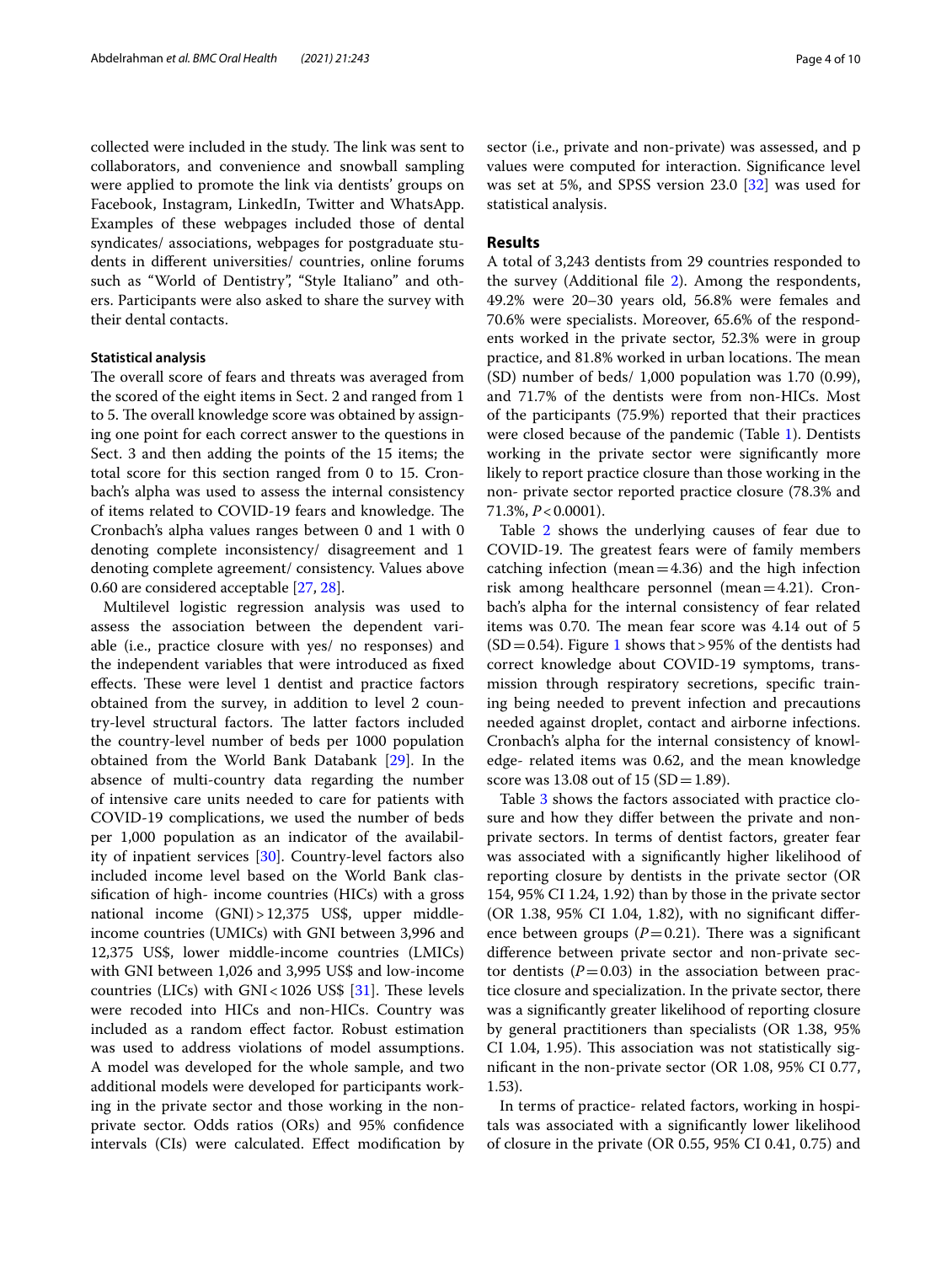collected were included in the study. The link was sent to collaborators, and convenience and snowball sampling were applied to promote the link via dentists' groups on Facebook, Instagram, LinkedIn, Twitter and WhatsApp. Examples of these webpages included those of dental syndicates/ associations, webpages for postgraduate students in different universities/ countries, online forums such as "World of Dentistry", "Style Italiano" and others. Participants were also asked to share the survey with their dental contacts.

### Statistical analysis

The overall score of fears and threats was averaged from the scored of the eight items in Sect. 2 and ranged from 1 to 5. The overall knowledge score was obtained by assigning one point for each correct answer to the questions in Sect. 3 and then adding the points of the 15 items; the total score for this section ranged from 0 to 15. Cronbach's alpha was used to assess the internal consistency of items related to COVID-19 fears and knowledge. The Cronbach's alpha values ranges between 0 and 1 with 0 denoting complete inconsistency/ disagreement and 1 denoting complete agreement/ consistency. Values above 0.60 are considered acceptable [27, 28].

Multilevel logistic regression analysis was used to assess the association between the dependent variable (i.e., practice closure with yes/ no responses) and the independent variables that were introduced as fixed effects. These were level 1 dentist and practice factors obtained from the survey, in addition to level 2 country-level structural factors. The latter factors included the country-level number of beds per 1000 population obtained from the World Bank Databank [29]. In the absence of multi-country data regarding the number of intensive care units needed to care for patients with COVID-19 complications, we used the number of beds per 1,000 population as an indicator of the availability of inpatient services [30]. Country-level factors also included income level based on the World Bank classification of high- income countries (HICs) with a gross national income (GNI) > 12,375 US$, upper middle-income countries (UMICs) with GNI between 3,996 and 12,375 US$, lower middle-income countries (LMICs) with GNI between 1,026 and 3,995 US$ and low-income countries (LICs) with GNI < 1026 US$ [31]. These levels were recoded into HICs and non-HICs. Country was included as a random effect factor. Robust estimation was used to address violations of model assumptions. A model was developed for the whole sample, and two additional models were developed for participants working in the private sector and those working in the non-private sector. Odds ratios (ORs) and 95% confidence intervals (CIs) were calculated. Effect modification by sector (i.e., private and non-private) was assessed, and p values were computed for interaction. Significance level was set at 5%, and SPSS version 23.0 [32] was used for statistical analysis.

## Results

A total of 3,243 dentists from 29 countries responded to the survey (Additional file 2). Among the respondents, 49.2% were 20–30 years old, 56.8% were females and 70.6% were specialists. Moreover, 65.6% of the respondents worked in the private sector, 52.3% were in group practice, and 81.8% worked in urban locations. The mean (SD) number of beds/ 1,000 population was 1.70 (0.99), and 71.7% of the dentists were from non-HICs. Most of the participants (75.9%) reported that their practices were closed because of the pandemic (Table 1). Dentists working in the private sector were significantly more likely to report practice closure than those working in the non- private sector reported practice closure (78.3% and 71.3%, $P < 0.0001$).

Table 2 shows the underlying causes of fear due to COVID-19. The greatest fears were of family members catching infection (mean = 4.36) and the high infection risk among healthcare personnel (mean = 4.21). Cronbach's alpha for the internal consistency of fear related items was 0.70. The mean fear score was 4.14 out of 5 (SD = 0.54). Figure 1 shows that > 95% of the dentists had correct knowledge about COVID-19 symptoms, transmission through respiratory secretions, specific training being needed to prevent infection and precautions needed against droplet, contact and airborne infections. Cronbach's alpha for the internal consistency of knowledge- related items was 0.62, and the mean knowledge score was 13.08 out of 15 (SD = 1.89).

Table 3 shows the factors associated with practice closure and how they differ between the private and non-private sectors. In terms of dentist factors, greater fear was associated with a significantly higher likelihood of reporting closure by dentists in the private sector (OR 154, 95% CI 1.24, 1.92) than by those in the private sector (OR 1.38, 95% CI 1.04, 1.82), with no significant difference between groups ($P = 0.21$). There was a significant difference between private sector and non-private sector dentists ($P = 0.03$) in the association between practice closure and specialization. In the private sector, there was a significantly greater likelihood of reporting closure by general practitioners than specialists (OR 1.38, 95% CI 1.04, 1.95). This association was not statistically significant in the non-private sector (OR 1.08, 95% CI 0.77, 1.53).

In terms of practice- related factors, working in hospitals was associated with a significantly lower likelihood of closure in the private (OR 0.55, 95% CI 0.41, 0.75) and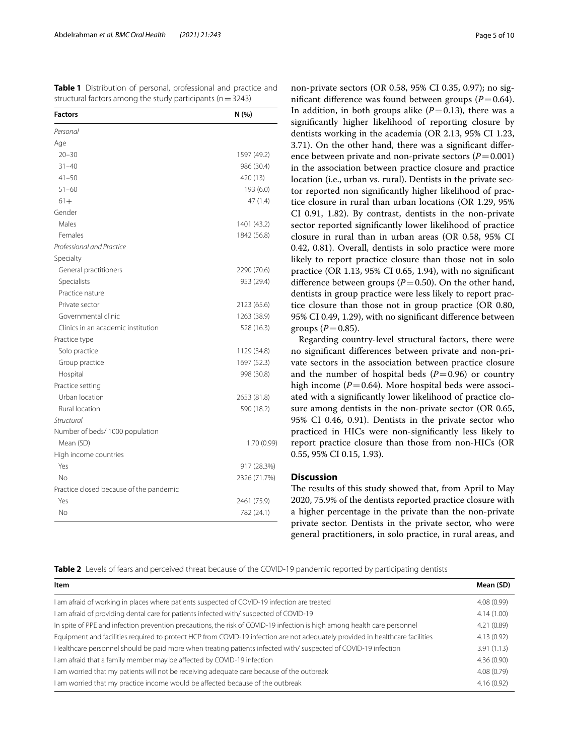**Table 1** Distribution of personal, professional and practice and structural factors among the study participants (n = 3243)

| Factors | N (%) |
|---|---|
| *Personal* | |
| Age | |
| 20–30 | 1597 (49.2) |
| 31–40 | 986 (30.4) |
| 41–50 | 420 (13) |
| 51–60 | 193 (6.0) |
| 61+ | 47 (1.4) |
| Gender | |
| Males | 1401 (43.2) |
| Females | 1842 (56.8) |
| *Professional and Practice* | |
| Specialty | |
| General practitioners | 2290 (70.6) |
| Specialists | 953 (29.4) |
| Practice nature | |
| Private sector | 2123 (65.6) |
| Governmental clinic | 1263 (38.9) |
| Clinics in an academic institution | 528 (16.3) |
| Practice type | |
| Solo practice | 1129 (34.8) |
| Group practice | 1697 (52.3) |
| Hospital | 998 (30.8) |
| Practice setting | |
| Urban location | 2653 (81.8) |
| Rural location | 590 (18.2) |
| *Structural* | |
| Number of beds/ 1000 population | |
| Mean (SD) | 1.70 (0.99) |
| High income countries | |
| Yes | 917 (28.3%) |
| No | 2326 (71.7%) |
| Practice closed because of the pandemic | |
| Yes | 2461 (75.9) |
| No | 782 (24.1) |

non-private sectors (OR 0.58, 95% CI 0.35, 0.97); no significant difference was found between groups ($P = 0.64$). In addition, in both groups alike ($P = 0.13$), there was a significantly higher likelihood of reporting closure by dentists working in the academia (OR 2.13, 95% CI 1.23, 3.71). On the other hand, there was a significant difference between private and non-private sectors ($P = 0.001$) in the association between practice closure and practice location (i.e., urban vs. rural). Dentists in the private sector reported non significantly higher likelihood of practice closure in rural than urban locations (OR 1.29, 95% CI 0.91, 1.82). By contrast, dentists in the non-private sector reported significantly lower likelihood of practice closure in rural than in urban areas (OR 0.58, 95% CI 0.42, 0.81). Overall, dentists in solo practice were more likely to report practice closure than those not in solo practice (OR 1.13, 95% CI 0.65, 1.94), with no significant difference between groups ($P = 0.50$). On the other hand, dentists in group practice were less likely to report practice closure than those not in group practice (OR 0.80, 95% CI 0.49, 1.29), with no significant difference between groups ($P = 0.85$).

Regarding country-level structural factors, there were no significant differences between private and non-private sectors in the association between practice closure and the number of hospital beds ($P = 0.96$) or country high income ($P = 0.64$). More hospital beds were associated with a significantly lower likelihood of practice closure among dentists in the non-private sector (OR 0.65, 95% CI 0.46, 0.91). Dentists in the private sector who practiced in HICs were non-significantly less likely to report practice closure than those from non-HICs (OR 0.55, 95% CI 0.15, 1.93).

## Discussion

The results of this study showed that, from April to May 2020, 75.9% of the dentists reported practice closure with a higher percentage in the private than the non-private private sector. Dentists in the private sector, who were general practitioners, in solo practice, in rural areas, and

**Table 2** Levels of fears and perceived threat because of the COVID-19 pandemic reported by participating dentists

| Item | Mean (SD) |
|---|---|
| I am afraid of working in places where patients suspected of COVID-19 infection are treated | 4.08 (0.99) |
| I am afraid of providing dental care for patients infected with/ suspected of COVID-19 | 4.14 (1.00) |
| In spite of PPE and infection prevention precautions, the risk of COVID-19 infection is high among health care personnel | 4.21 (0.89) |
| Equipment and facilities required to protect HCP from COVID-19 infection are not adequately provided in healthcare facilities | 4.13 (0.92) |
| Healthcare personnel should be paid more when treating patients infected with/ suspected of COVID-19 infection | 3.91 (1.13) |
| I am afraid that a family member may be affected by COVID-19 infection | 4.36 (0.90) |
| I am worried that my patients will not be receiving adequate care because of the outbreak | 4.08 (0.79) |
| I am worried that my practice income would be affected because of the outbreak | 4.16 (0.92) |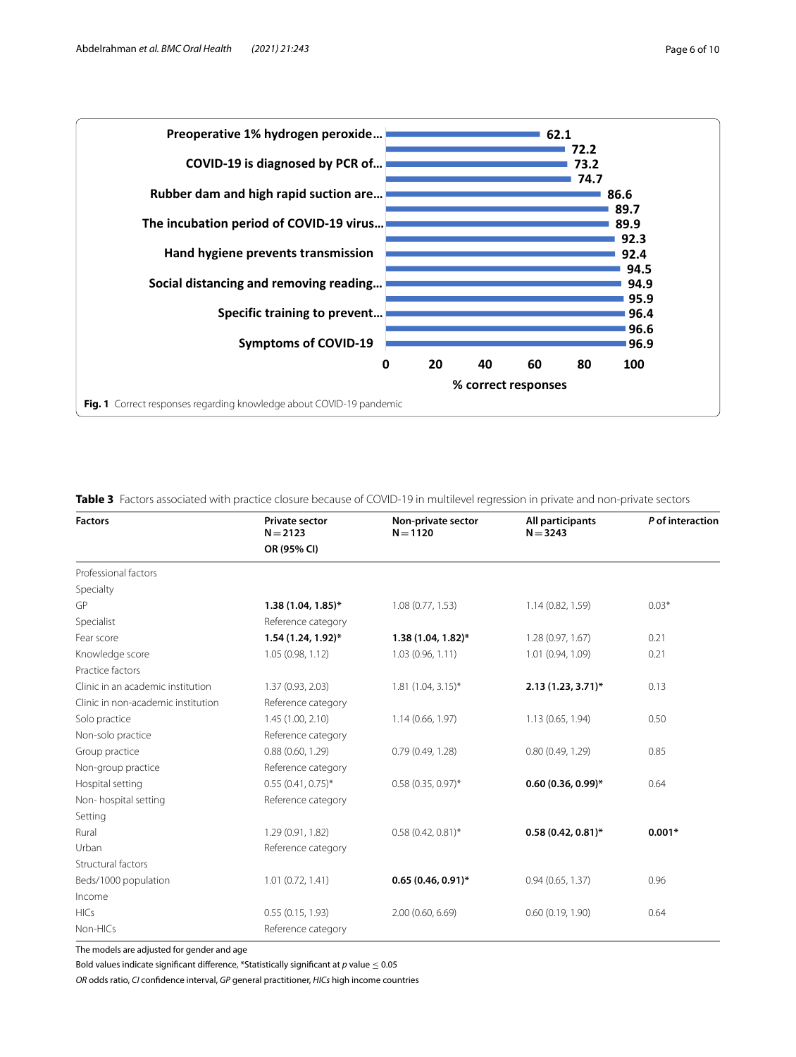**Fig. 1** Correct responses regarding knowledge about COVID-19 pandemic

**Table 3** Factors associated with practice closure because of COVID-19 in multilevel regression in private and non-private sectors

| Factors | Private sector N = 2123 OR (95% CI) | Non-private sector N = 1120 | All participants N = 3243 | P of interaction |
|---|---|---|---|---|
| Professional factors | | | | |
| Specialty | | | | |
| GP | **1.38 (1.04, 1.85)*** | 1.08 (0.77, 1.53) | 1.14 (0.82, 1.59) | 0.03* |
| Specialist | Reference category | | | |
| Fear score | **1.54 (1.24, 1.92)*** | **1.38 (1.04, 1.82)*** | 1.28 (0.97, 1.67) | 0.21 |
| Knowledge score | 1.05 (0.98, 1.12) | 1.03 (0.96, 1.11) | 1.01 (0.94, 1.09) | 0.21 |
| Practice factors | | | | |
| Clinic in an academic institution | 1.37 (0.93, 2.03) | 1.81 (1.04, 3.15)* | **2.13 (1.23, 3.71)*** | 0.13 |
| Clinic in non-academic institution | Reference category | | | |
| Solo practice | 1.45 (1.00, 2.10) | 1.14 (0.66, 1.97) | 1.13 (0.65, 1.94) | 0.50 |
| Non-solo practice | Reference category | | | |
| Group practice | 0.88 (0.60, 1.29) | 0.79 (0.49, 1.28) | 0.80 (0.49, 1.29) | 0.85 |
| Non-group practice | Reference category | | | |
| Hospital setting | 0.55 (0.41, 0.75)* | 0.58 (0.35, 0.97)* | **0.60 (0.36, 0.99)*** | 0.64 |
| Non- hospital setting | Reference category | | | |
| Setting | | | | |
| Rural | 1.29 (0.91, 1.82) | 0.58 (0.42, 0.81)* | **0.58 (0.42, 0.81)*** | **0.001*** |
| Urban | Reference category | | | |
| Structural factors | | | | |
| Beds/1000 population | 1.01 (0.72, 1.41) | **0.65 (0.46, 0.91)*** | 0.94 (0.65, 1.37) | 0.96 |
| Income | | | | |
| HICs | 0.55 (0.15, 1.93) | 2.00 (0.60, 6.69) | 0.60 (0.19, 1.90) | 0.64 |
| Non-HICs | Reference category | | | |

The models are adjusted for gender and age

Bold values indicate significant difference, *Statistically significant at *p* value $\leq 0.05$

*OR* odds ratio, *CI* confidence interval, *GP* general practitioner, *HICs* high income countries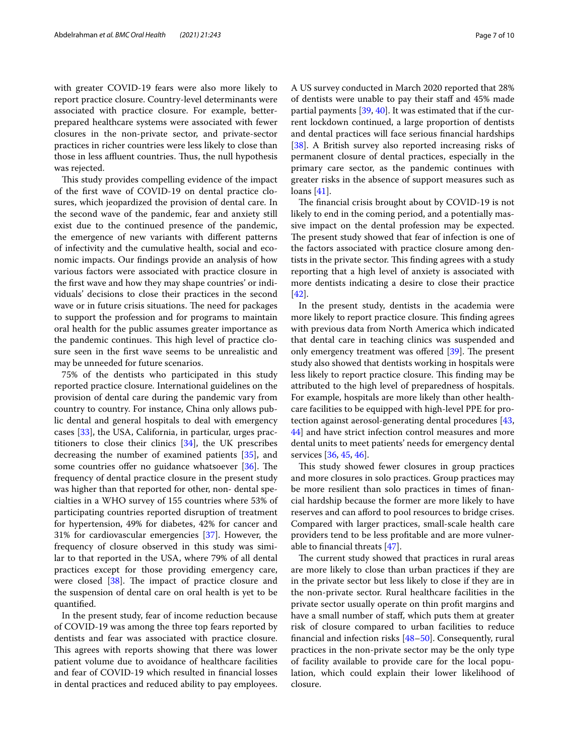with greater COVID-19 fears were also more likely to report practice closure. Country-level determinants were associated with practice closure. For example, better-prepared healthcare systems were associated with fewer closures in the non-private sector, and private-sector practices in richer countries were less likely to close than those in less affluent countries. Thus, the null hypothesis was rejected.

This study provides compelling evidence of the impact of the first wave of COVID-19 on dental practice closures, which jeopardized the provision of dental care. In the second wave of the pandemic, fear and anxiety still exist due to the continued presence of the pandemic, the emergence of new variants with different patterns of infectivity and the cumulative health, social and economic impacts. Our findings provide an analysis of how various factors were associated with practice closure in the first wave and how they may shape countries' or individuals' decisions to close their practices in the second wave or in future crisis situations. The need for packages to support the profession and for programs to maintain oral health for the public assumes greater importance as the pandemic continues. This high level of practice closure seen in the first wave seems to be unrealistic and may be unneeded for future scenarios.

75% of the dentists who participated in this study reported practice closure. International guidelines on the provision of dental care during the pandemic vary from country to country. For instance, China only allows public dental and general hospitals to deal with emergency cases [33], the USA, California, in particular, urges practitioners to close their clinics [34], the UK prescribes decreasing the number of examined patients [35], and some countries offer no guidance whatsoever [36]. The frequency of dental practice closure in the present study was higher than that reported for other, non- dental specialties in a WHO survey of 155 countries where 53% of participating countries reported disruption of treatment for hypertension, 49% for diabetes, 42% for cancer and 31% for cardiovascular emergencies [37]. However, the frequency of closure observed in this study was similar to that reported in the USA, where 79% of all dental practices except for those providing emergency care, were closed [38]. The impact of practice closure and the suspension of dental care on oral health is yet to be quantified.

In the present study, fear of income reduction because of COVID-19 was among the three top fears reported by dentists and fear was associated with practice closure. This agrees with reports showing that there was lower patient volume due to avoidance of healthcare facilities and fear of COVID-19 which resulted in financial losses in dental practices and reduced ability to pay employees. A US survey conducted in March 2020 reported that 28% of dentists were unable to pay their staff and 45% made partial payments [39, 40]. It was estimated that if the current lockdown continued, a large proportion of dentists and dental practices will face serious financial hardships [38]. A British survey also reported increasing risks of permanent closure of dental practices, especially in the primary care sector, as the pandemic continues with greater risks in the absence of support measures such as loans [41].

The financial crisis brought about by COVID-19 is not likely to end in the coming period, and a potentially massive impact on the dental profession may be expected. The present study showed that fear of infection is one of the factors associated with practice closure among dentists in the private sector. This finding agrees with a study reporting that a high level of anxiety is associated with more dentists indicating a desire to close their practice [42].

In the present study, dentists in the academia were more likely to report practice closure. This finding agrees with previous data from North America which indicated that dental care in teaching clinics was suspended and only emergency treatment was offered [39]. The present study also showed that dentists working in hospitals were less likely to report practice closure. This finding may be attributed to the high level of preparedness of hospitals. For example, hospitals are more likely than other healthcare facilities to be equipped with high-level PPE for protection against aerosol-generating dental procedures [43, 44] and have strict infection control measures and more dental units to meet patients' needs for emergency dental services [36, 45, 46].

This study showed fewer closures in group practices and more closures in solo practices. Group practices may be more resilient than solo practices in times of financial hardship because the former are more likely to have reserves and can afford to pool resources to bridge crises. Compared with larger practices, small-scale health care providers tend to be less profitable and are more vulnerable to financial threats [47].

The current study showed that practices in rural areas are more likely to close than urban practices if they are in the private sector but less likely to close if they are in the non-private sector. Rural healthcare facilities in the private sector usually operate on thin profit margins and have a small number of staff, which puts them at greater risk of closure compared to urban facilities to reduce financial and infection risks [48–50]. Consequently, rural practices in the non-private sector may be the only type of facility available to provide care for the local population, which could explain their lower likelihood of closure.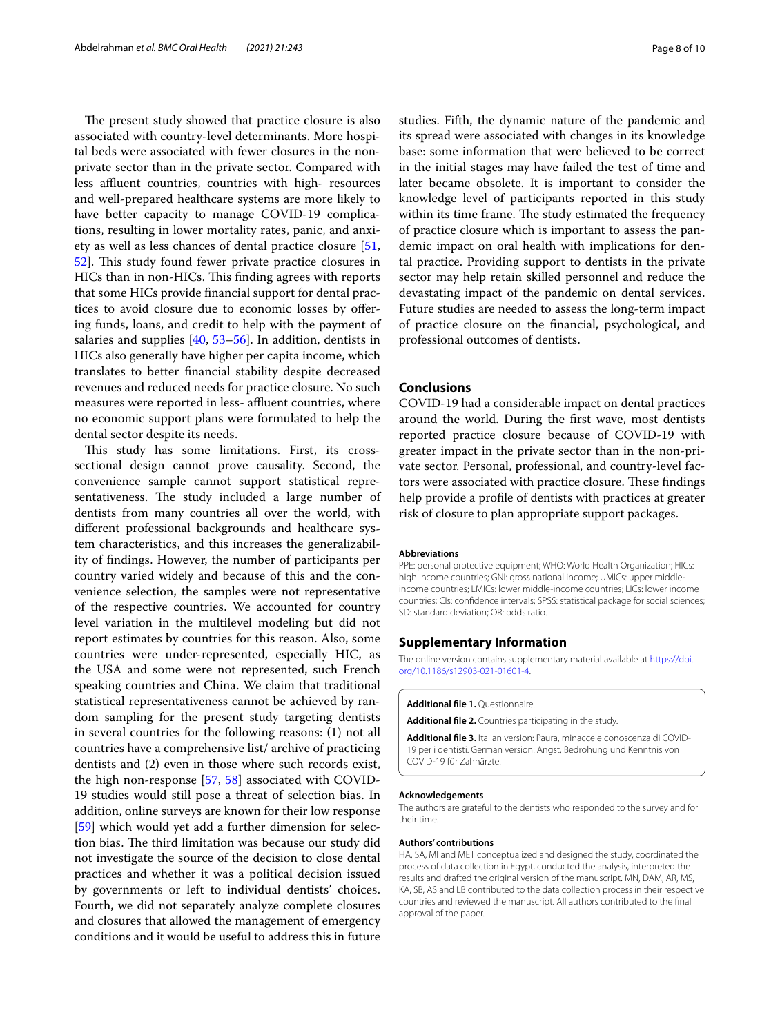The present study showed that practice closure is also associated with country-level determinants. More hospital beds were associated with fewer closures in the non-private sector than in the private sector. Compared with less affluent countries, countries with high- resources and well-prepared healthcare systems are more likely to have better capacity to manage COVID-19 complications, resulting in lower mortality rates, panic, and anxiety as well as less chances of dental practice closure [51, 52]. This study found fewer private practice closures in HICs than in non-HICs. This finding agrees with reports that some HICs provide financial support for dental practices to avoid closure due to economic losses by offering funds, loans, and credit to help with the payment of salaries and supplies [40, 53–56]. In addition, dentists in HICs also generally have higher per capita income, which translates to better financial stability despite decreased revenues and reduced needs for practice closure. No such measures were reported in less- affluent countries, where no economic support plans were formulated to help the dental sector despite its needs.

This study has some limitations. First, its cross-sectional design cannot prove causality. Second, the convenience sample cannot support statistical representativeness. The study included a large number of dentists from many countries all over the world, with different professional backgrounds and healthcare system characteristics, and this increases the generalizability of findings. However, the number of participants per country varied widely and because of this and the convenience selection, the samples were not representative of the respective countries. We accounted for country level variation in the multilevel modeling but did not report estimates by countries for this reason. Also, some countries were under-represented, especially HIC, as the USA and some were not represented, such French speaking countries and China. We claim that traditional statistical representativeness cannot be achieved by random sampling for the present study targeting dentists in several countries for the following reasons: (1) not all countries have a comprehensive list/ archive of practicing dentists and (2) even in those where such records exist, the high non-response [57, 58] associated with COVID-19 studies would still pose a threat of selection bias. In addition, online surveys are known for their low response [59] which would yet add a further dimension for selection bias. The third limitation was because our study did not investigate the source of the decision to close dental practices and whether it was a political decision issued by governments or left to individual dentists' choices. Fourth, we did not separately analyze complete closures and closures that allowed the management of emergency conditions and it would be useful to address this in future studies. Fifth, the dynamic nature of the pandemic and its spread were associated with changes in its knowledge base: some information that were believed to be correct in the initial stages may have failed the test of time and later became obsolete. It is important to consider the knowledge level of participants reported in this study within its time frame. The study estimated the frequency of practice closure which is important to assess the pandemic impact on oral health with implications for dental practice. Providing support to dentists in the private sector may help retain skilled personnel and reduce the devastating impact of the pandemic on dental services. Future studies are needed to assess the long-term impact of practice closure on the financial, psychological, and professional outcomes of dentists.

## Conclusions

COVID-19 had a considerable impact on dental practices around the world. During the first wave, most dentists reported practice closure because of COVID-19 with greater impact in the private sector than in the non-private sector. Personal, professional, and country-level factors were associated with practice closure. These findings help provide a profile of dentists with practices at greater risk of closure to plan appropriate support packages.

#### Abbreviations

PPE: personal protective equipment; WHO: World Health Organization; HICs: high income countries; GNI: gross national income; UMICs: upper middle-income countries; LMICs: lower middle-income countries; LICs: lower income countries; CIs: confidence intervals; SPSS: statistical package for social sciences; SD: standard deviation; OR: odds ratio.

## Supplementary Information

The online version contains supplementary material available at https://doi.org/10.1186/s12903-021-01601-4.

**Additional file 1.** Questionnaire.

**Additional file 2.** Countries participating in the study.

**Additional file 3.** Italian version: Paura, minacce e conoscenza di COVID-19 per i dentisti. German version: Angst, Bedrohung und Kenntnis von COVID-19 für Zahnärzte.

#### Acknowledgements

The authors are grateful to the dentists who responded to the survey and for their time.

#### Authors' contributions

HA, SA, MI and MET conceptualized and designed the study, coordinated the process of data collection in Egypt, conducted the analysis, interpreted the results and drafted the original version of the manuscript. MN, DAM, AR, MS, KA, SB, AS and LB contributed to the data collection process in their respective countries and reviewed the manuscript. All authors contributed to the final approval of the paper.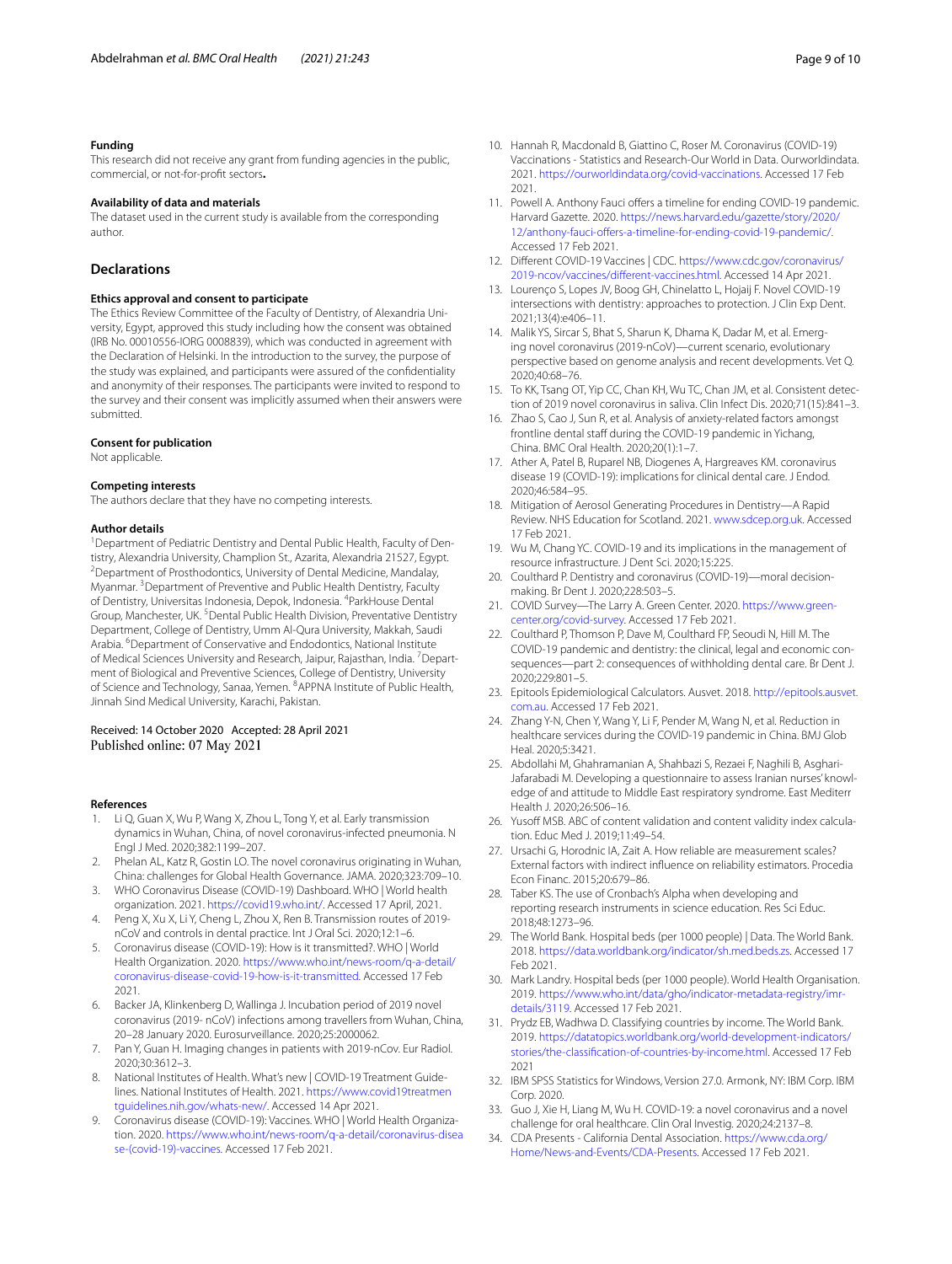### Funding

This research did not receive any grant from funding agencies in the public, commercial, or not-for-profit sectors**.**

### Availability of data and materials

The dataset used in the current study is available from the corresponding author.

## Declarations

### Ethics approval and consent to participate

The Ethics Review Committee of the Faculty of Dentistry, of Alexandria University, Egypt, approved this study including how the consent was obtained (IRB No. 00010556-IORG 0008839), which was conducted in agreement with the Declaration of Helsinki. In the introduction to the survey, the purpose of the study was explained, and participants were assured of the confidentiality and anonymity of their responses. The participants were invited to respond to the survey and their consent was implicitly assumed when their answers were submitted.

### Consent for publication

Not applicable.

### Competing interests

The authors declare that they have no competing interests.

### Author details

[1]Department of Pediatric Dentistry and Dental Public Health, Faculty of Dentistry, Alexandria University, Champlion St., Azarita, Alexandria 21527, Egypt. [2]Department of Prosthodontics, University of Dental Medicine, Mandalay, Myanmar. [3]Department of Preventive and Public Health Dentistry, Faculty of Dentistry, Universitas Indonesia, Depok, Indonesia. [4]ParkHouse Dental Group, Manchester, UK. [5]Dental Public Health Division, Preventative Dentistry Department, College of Dentistry, Umm Al-Qura University, Makkah, Saudi Arabia. [6]Department of Conservative and Endodontics, National Institute of Medical Sciences University and Research, Jaipur, Rajasthan, India. [7]Department of Biological and Preventive Sciences, College of Dentistry, University of Science and Technology, Sanaa, Yemen. [8]APPNA Institute of Public Health, Jinnah Sind Medical University, Karachi, Pakistan.

Received: 14 October 2020 Accepted: 28 April 2021
Published online: 07 May 2021

### References

1. Li Q, Guan X, Wu P, Wang X, Zhou L, Tong Y, et al. Early transmission dynamics in Wuhan, China, of novel coronavirus-infected pneumonia. N Engl J Med. 2020;382:1199–207.
2. Phelan AL, Katz R, Gostin LO. The novel coronavirus originating in Wuhan, China: challenges for Global Health Governance. JAMA. 2020;323:709–10.
3. WHO Coronavirus Disease (COVID-19) Dashboard. WHO | World health organization. 2021. https://covid19.who.int/. Accessed 17 April, 2021.
4. Peng X, Xu X, Li Y, Cheng L, Zhou X, Ren B. Transmission routes of 2019-nCoV and controls in dental practice. Int J Oral Sci. 2020;12:1–6.
5. Coronavirus disease (COVID-19): How is it transmitted?. WHO | World Health Organization. 2020. https://www.who.int/news-room/q-a-detail/coronavirus-disease-covid-19-how-is-it-transmitted. Accessed 17 Feb 2021.
6. Backer JA, Klinkenberg D, Wallinga J. Incubation period of 2019 novel coronavirus (2019- nCoV) infections among travellers from Wuhan, China, 20–28 January 2020. Eurosurveillance. 2020;25:2000062.
7. Pan Y, Guan H. Imaging changes in patients with 2019-nCov. Eur Radiol. 2020;30:3612–3.
8. National Institutes of Health. What's new | COVID-19 Treatment Guidelines. National Institutes of Health. 2021. https://www.covid19treatmentguidelines.nih.gov/whats-new/. Accessed 14 Apr 2021.
9. Coronavirus disease (COVID-19): Vaccines. WHO | World Health Organization. 2020. https://www.who.int/news-room/q-a-detail/coronavirus-disease-(covid-19)-vaccines. Accessed 17 Feb 2021.
10. Hannah R, Macdonald B, Giattino C, Roser M. Coronavirus (COVID-19) Vaccinations - Statistics and Research-Our World in Data. Ourworldindata. 2021. https://ourworldindata.org/covid-vaccinations. Accessed 17 Feb 2021.
11. Powell A. Anthony Fauci offers a timeline for ending COVID-19 pandemic. Harvard Gazette. 2020. https://news.harvard.edu/gazette/story/2020/12/anthony-fauci-offers-a-timeline-for-ending-covid-19-pandemic/. Accessed 17 Feb 2021.
12. Different COVID-19 Vaccines | CDC. https://www.cdc.gov/coronavirus/2019-ncov/vaccines/different-vaccines.html. Accessed 14 Apr 2021.
13. Lourenço S, Lopes JV, Boog GH, Chinelatto L, Hojaij F. Novel COVID-19 intersections with dentistry: approaches to protection. J Clin Exp Dent. 2021;13(4):e406–11.
14. Malik YS, Sircar S, Bhat S, Sharun K, Dhama K, Dadar M, et al. Emerging novel coronavirus (2019-nCoV)—current scenario, evolutionary perspective based on genome analysis and recent developments. Vet Q. 2020;40:68–76.
15. To KK, Tsang OT, Yip CC, Chan KH, Wu TC, Chan JM, et al. Consistent detection of 2019 novel coronavirus in saliva. Clin Infect Dis. 2020;71(15):841–3.
16. Zhao S, Cao J, Sun R, et al. Analysis of anxiety-related factors amongst frontline dental staff during the COVID-19 pandemic in Yichang, China. BMC Oral Health. 2020;20(1):1–7.
17. Ather A, Patel B, Ruparel NB, Diogenes A, Hargreaves KM. coronavirus disease 19 (COVID-19): implications for clinical dental care. J Endod. 2020;46:584–95.
18. Mitigation of Aerosol Generating Procedures in Dentistry—A Rapid Review. NHS Education for Scotland. 2021. www.sdcep.org.uk. Accessed 17 Feb 2021.
19. Wu M, Chang YC. COVID-19 and its implications in the management of resource infrastructure. J Dent Sci. 2020;15:225.
20. Coulthard P. Dentistry and coronavirus (COVID-19)—moral decision-making. Br Dent J. 2020;228:503–5.
21. COVID Survey—The Larry A. Green Center. 2020. https://www.green-center.org/covid-survey. Accessed 17 Feb 2021.
22. Coulthard P, Thomson P, Dave M, Coulthard FP, Seoudi N, Hill M. The COVID-19 pandemic and dentistry: the clinical, legal and economic consequences—part 2: consequences of withholding dental care. Br Dent J. 2020;229:801–5.
23. Epitools Epidemiological Calculators. Ausvet. 2018. http://epitools.ausvet.com.au. Accessed 17 Feb 2021.
24. Zhang Y-N, Chen Y, Wang Y, Li F, Pender M, Wang N, et al. Reduction in healthcare services during the COVID-19 pandemic in China. BMJ Glob Heal. 2020;5:3421.
25. Abdollahi M, Ghahramanian A, Shahbazi S, Rezaei F, Naghili B, Asghari-Jafarabadi M. Developing a questionnaire to assess Iranian nurses' knowledge of and attitude to Middle East respiratory syndrome. East Mediterr Health J. 2020;26:506–16.
26. Yusoff MSB. ABC of content validation and content validity index calculation. Educ Med J. 2019;11:49–54.
27. Ursachi G, Horodnic IA, Zait A. How reliable are measurement scales? External factors with indirect influence on reliability estimators. Procedia Econ Financ. 2015;20:679–86.
28. Taber KS. The use of Cronbach's Alpha when developing and reporting research instruments in science education. Res Sci Educ. 2018;48:1273–96.
29. The World Bank. Hospital beds (per 1000 people) | Data. The World Bank. 2018. https://data.worldbank.org/indicator/sh.med.beds.zs. Accessed 17 Feb 2021.
30. Mark Landry. Hospital beds (per 1000 people). World Health Organisation. 2019. https://www.who.int/data/gho/indicator-metadata-registry/imr-details/3119. Accessed 17 Feb 2021.
31. Prydz EB, Wadhwa D. Classifying countries by income. The World Bank. 2019. https://datatopics.worldbank.org/world-development-indicators/stories/the-classification-of-countries-by-income.html. Accessed 17 Feb 2021
32. IBM SPSS Statistics for Windows, Version 27.0. Armonk, NY: IBM Corp. IBM Corp. 2020.
33. Guo J, Xie H, Liang M, Wu H. COVID-19: a novel coronavirus and a novel challenge for oral healthcare. Clin Oral Investig. 2020;24:2137–8.
34. CDA Presents - California Dental Association. https://www.cda.org/Home/News-and-Events/CDA-Presents. Accessed 17 Feb 2021.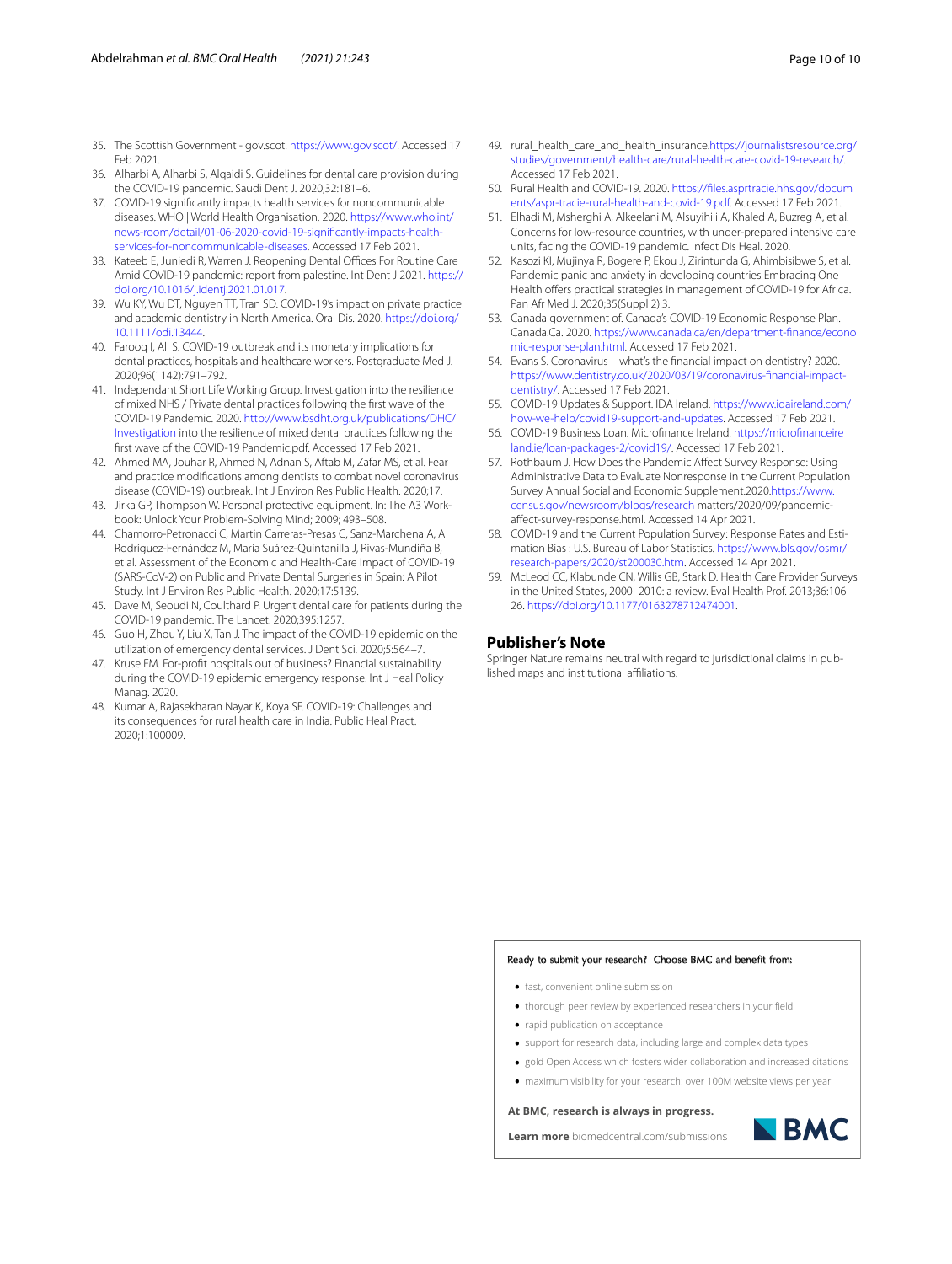35. The Scottish Government - gov.scot. https://www.gov.scot/. Accessed 17 Feb 2021.
36. Alharbi A, Alharbi S, Alqaidi S. Guidelines for dental care provision during the COVID-19 pandemic. Saudi Dent J. 2020;32:181–6.
37. COVID-19 significantly impacts health services for noncommunicable diseases. WHO | World Health Organisation. 2020. https://www.who.int/news-room/detail/01-06-2020-covid-19-significantly-impacts-health-services-for-noncommunicable-diseases. Accessed 17 Feb 2021.
38. Kateeb E, Juniedi R, Warren J. Reopening Dental Offices For Routine Care Amid COVID-19 pandemic: report from palestine. Int Dent J 2021. https://doi.org/10.1016/j.identj.2021.01.017.
39. Wu KY, Wu DT, Nguyen TT, Tran SD. COVID-19's impact on private practice and academic dentistry in North America. Oral Dis. 2020. https://doi.org/10.1111/odi.13444.
40. Farooq I, Ali S. COVID-19 outbreak and its monetary implications for dental practices, hospitals and healthcare workers. Postgraduate Med J. 2020;96(1142):791–792.
41. Independant Short Life Working Group. Investigation into the resilience of mixed NHS / Private dental practices following the first wave of the COVID-19 Pandemic. 2020. http://www.bsdht.org.uk/publications/DHC/Investigation into the resilience of mixed dental practices following the first wave of the COVID-19 Pandemic.pdf. Accessed 17 Feb 2021.
42. Ahmed MA, Jouhar R, Ahmed N, Adnan S, Aftab M, Zafar MS, et al. Fear and practice modifications among dentists to combat novel coronavirus disease (COVID-19) outbreak. Int J Environ Res Public Health. 2020;17.
43. Jirka GP, Thompson W. Personal protective equipment. In: The A3 Workbook: Unlock Your Problem-Solving Mind; 2009; 493–508.
44. Chamorro-Petronacci C, Martin Carreras-Presas C, Sanz-Marchena A, A Rodríguez-Fernández M, María Suárez-Quintanilla J, Rivas-Mundiña B, et al. Assessment of the Economic and Health-Care Impact of COVID-19 (SARS-CoV-2) on Public and Private Dental Surgeries in Spain: A Pilot Study. Int J Environ Res Public Health. 2020;17:5139.
45. Dave M, Seoudi N, Coulthard P. Urgent dental care for patients during the COVID-19 pandemic. The Lancet. 2020;395:1257.
46. Guo H, Zhou Y, Liu X, Tan J. The impact of the COVID-19 epidemic on the utilization of emergency dental services. J Dent Sci. 2020;5:564–7.
47. Kruse FM. For-profit hospitals out of business? Financial sustainability during the COVID-19 epidemic emergency response. Int J Heal Policy Manag. 2020.
48. Kumar A, Rajasekharan Nayar K, Koya SF. COVID-19: Challenges and its consequences for rural health care in India. Public Heal Pract. 2020;1:100009.
49. rural_health_care_and_health_insurance.https://journalistsresource.org/studies/government/health-care/rural-health-care-covid-19-research/. Accessed 17 Feb 2021.
50. Rural Health and COVID-19. 2020. https://files.asprtracie.hhs.gov/documents/aspr-tracie-rural-health-and-covid-19.pdf. Accessed 17 Feb 2021.
51. Elhadi M, Msherghi A, Alkeelani M, Alsuyihili A, Khaled A, Buzreg A, et al. Concerns for low-resource countries, with under-prepared intensive care units, facing the COVID-19 pandemic. Infect Dis Heal. 2020.
52. Kasozi KI, Mujinya R, Bogere P, Ekou J, Zirintunda G, Ahimbisibwe S, et al. Pandemic panic and anxiety in developing countries Embracing One Health offers practical strategies in management of COVID-19 for Africa. Pan Afr Med J. 2020;35(Suppl 2):3.
53. Canada government of. Canada's COVID-19 Economic Response Plan. Canada.Ca. 2020. https://www.canada.ca/en/department-finance/economic-response-plan.html. Accessed 17 Feb 2021.
54. Evans S. Coronavirus – what's the financial impact on dentistry? 2020. https://www.dentistry.co.uk/2020/03/19/coronavirus-financial-impact-dentistry/. Accessed 17 Feb 2021.
55. COVID-19 Updates & Support. IDA Ireland. https://www.idaireland.com/how-we-help/covid19-support-and-updates. Accessed 17 Feb 2021.
56. COVID-19 Business Loan. Microfinance Ireland. https://microfinanceireland.ie/loan-packages-2/covid19/. Accessed 17 Feb 2021.
57. Rothbaum J. How Does the Pandemic Affect Survey Response: Using Administrative Data to Evaluate Nonresponse in the Current Population Survey Annual Social and Economic Supplement.2020.https://www.census.gov/newsroom/blogs/research matters/2020/09/pandemic-affect-survey-response.html. Accessed 14 Apr 2021.
58. COVID-19 and the Current Population Survey: Response Rates and Estimation Bias : U.S. Bureau of Labor Statistics. https://www.bls.gov/osmr/research-papers/2020/st200030.htm. Accessed 14 Apr 2021.
59. McLeod CC, Klabunde CN, Willis GB, Stark D. Health Care Provider Surveys in the United States, 2000–2010: a review. Eval Health Prof. 2013;36:106–26. https://doi.org/10.1177/0163278712474001.

## Publisher's Note

Springer Nature remains neutral with regard to jurisdictional claims in published maps and institutional affiliations.

Ready to submit your research? Choose BMC and benefit from:

- fast, convenient online submission
- thorough peer review by experienced researchers in your field
- rapid publication on acceptance
- support for research data, including large and complex data types
- gold Open Access which fosters wider collaboration and increased citations
- maximum visibility for your research: over 100M website views per year

**At BMC, research is always in progress.**

**Learn more** biomedcentral.com/submissions

BMC